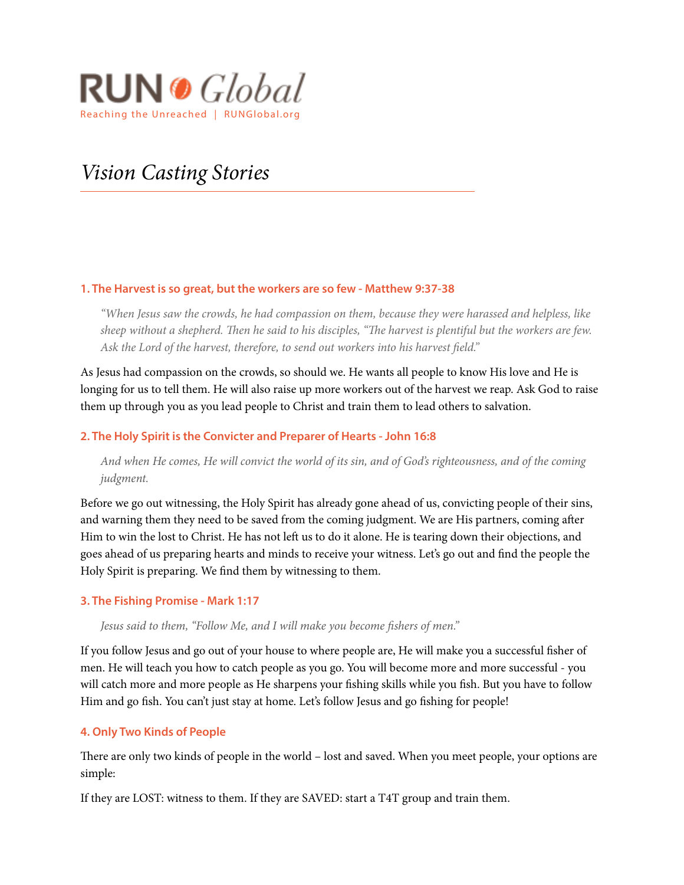# RUN Global

Reaching the Unreached | RUNGlobal.org

## *Vision Casting Stories*

### 1. The Harvest is so great, but the workers are so few - Matthew 9:37-38

> *"When Jesus saw the crowds, he had compassion on them, because they were harassed and helpless, like sheep without a shepherd. Then he said to his disciples, "The harvest is plentiful but the workers are few. Ask the Lord of the harvest, therefore, to send out workers into his harvest field."*

As Jesus had compassion on the crowds, so should we. He wants all people to know His love and He is longing for us to tell them. He will also raise up more workers out of the harvest we reap. Ask God to raise them up through you as you lead people to Christ and train them to lead others to salvation.

### 2. The Holy Spirit is the Convicter and Preparer of Hearts - John 16:8

> *And when He comes, He will convict the world of its sin, and of God's righteousness, and of the coming judgment.*

Before we go out witnessing, the Holy Spirit has already gone ahead of us, convicting people of their sins, and warning them they need to be saved from the coming judgment. We are His partners, coming after Him to win the lost to Christ. He has not left us to do it alone. He is tearing down their objections, and goes ahead of us preparing hearts and minds to receive your witness. Let's go out and find the people the Holy Spirit is preparing. We find them by witnessing to them.

### 3. The Fishing Promise - Mark 1:17

> *Jesus said to them, "Follow Me, and I will make you become fishers of men."*

If you follow Jesus and go out of your house to where people are, He will make you a successful fisher of men. He will teach you how to catch people as you go. You will become more and more successful - you will catch more and more people as He sharpens your fishing skills while you fish. But you have to follow Him and go fish. You can't just stay at home. Let's follow Jesus and go fishing for people!

### 4. Only Two Kinds of People

There are only two kinds of people in the world – lost and saved. When you meet people, your options are simple:

If they are LOST: witness to them. If they are SAVED: start a T4T group and train them.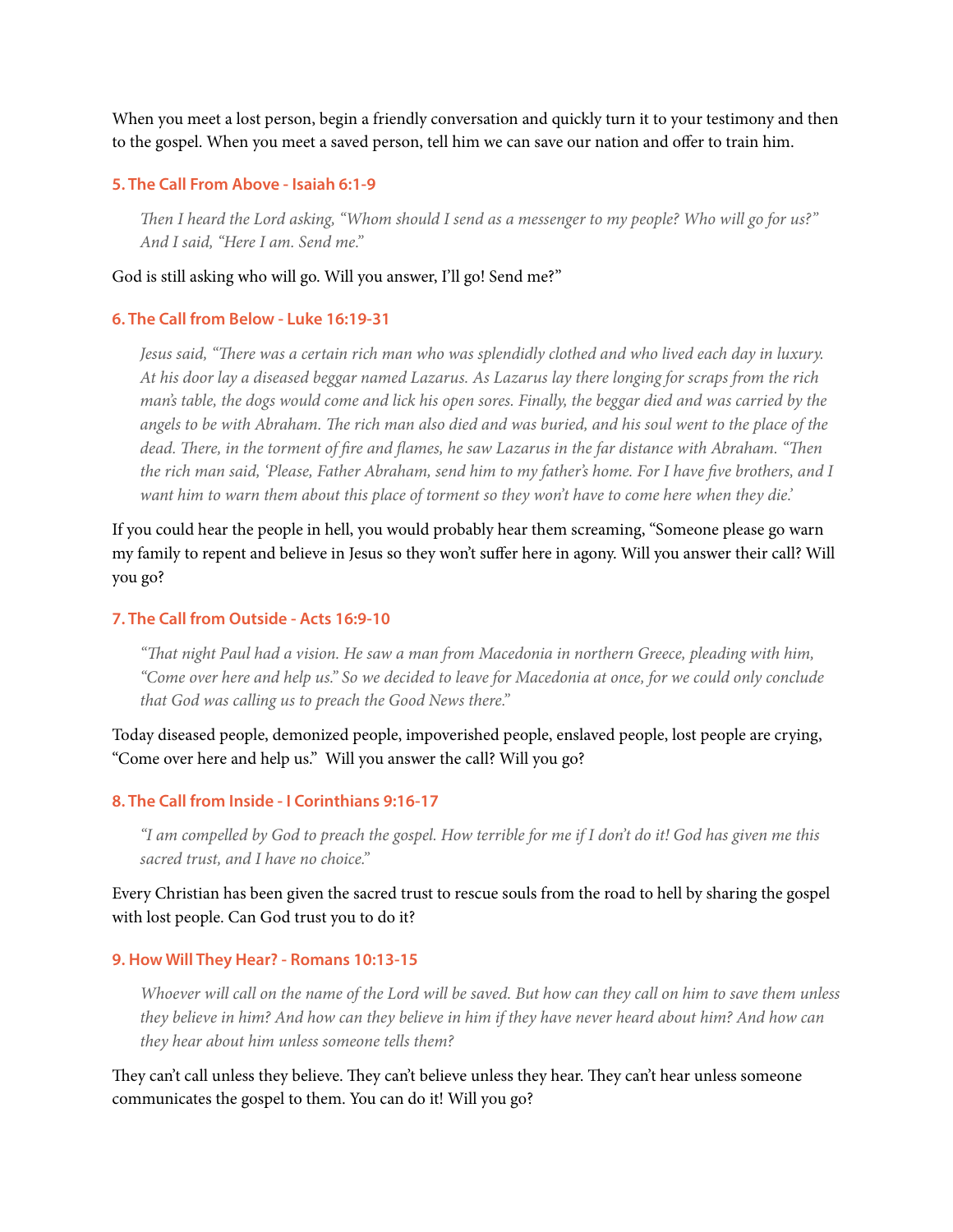When you meet a lost person, begin a friendly conversation and quickly turn it to your testimony and then to the gospel. When you meet a saved person, tell him we can save our nation and offer to train him.

### 5. The Call From Above - Isaiah 6:1-9

> *Then I heard the Lord asking, "Whom should I send as a messenger to my people? Who will go for us?" And I said, "Here I am. Send me."*

God is still asking who will go. Will you answer, I'll go! Send me?"

### 6. The Call from Below - Luke 16:19-31

> *Jesus said, "There was a certain rich man who was splendidly clothed and who lived each day in luxury. At his door lay a diseased beggar named Lazarus. As Lazarus lay there longing for scraps from the rich man's table, the dogs would come and lick his open sores. Finally, the beggar died and was carried by the angels to be with Abraham. The rich man also died and was buried, and his soul went to the place of the dead. There, in the torment of fire and flames, he saw Lazarus in the far distance with Abraham. "Then the rich man said, 'Please, Father Abraham, send him to my father's home. For I have five brothers, and I want him to warn them about this place of torment so they won't have to come here when they die.'*

If you could hear the people in hell, you would probably hear them screaming, "Someone please go warn my family to repent and believe in Jesus so they won't suffer here in agony. Will you answer their call? Will you go?

### 7. The Call from Outside - Acts 16:9-10

> *"That night Paul had a vision. He saw a man from Macedonia in northern Greece, pleading with him, "Come over here and help us." So we decided to leave for Macedonia at once, for we could only conclude that God was calling us to preach the Good News there."*

Today diseased people, demonized people, impoverished people, enslaved people, lost people are crying, "Come over here and help us." Will you answer the call? Will you go?

### 8. The Call from Inside - I Corinthians 9:16-17

> *"I am compelled by God to preach the gospel. How terrible for me if I don't do it! God has given me this sacred trust, and I have no choice."*

Every Christian has been given the sacred trust to rescue souls from the road to hell by sharing the gospel with lost people. Can God trust you to do it?

### 9. How Will They Hear? - Romans 10:13-15

> *Whoever will call on the name of the Lord will be saved. But how can they call on him to save them unless they believe in him? And how can they believe in him if they have never heard about him? And how can they hear about him unless someone tells them?*

They can't call unless they believe. They can't believe unless they hear. They can't hear unless someone communicates the gospel to them. You can do it! Will you go?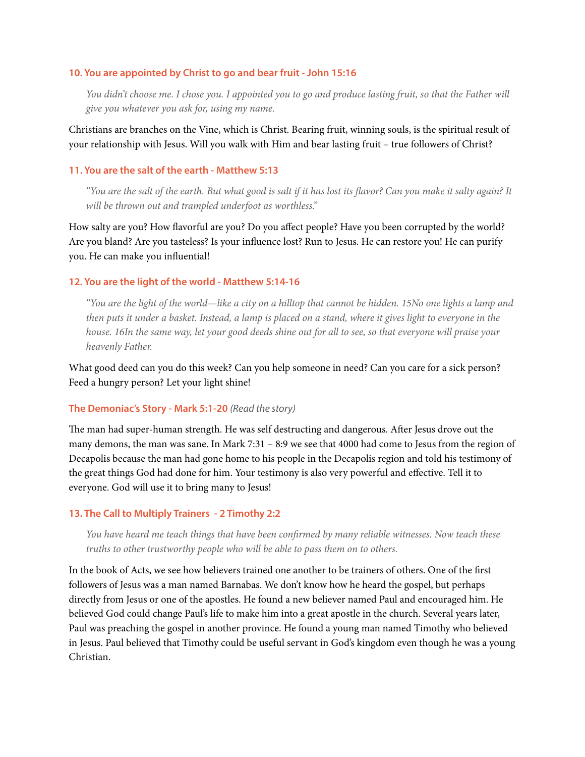### 10. You are appointed by Christ to go and bear fruit - John 15:16

> *You didn't choose me. I chose you. I appointed you to go and produce lasting fruit, so that the Father will give you whatever you ask for, using my name.*

Christians are branches on the Vine, which is Christ. Bearing fruit, winning souls, is the spiritual result of your relationship with Jesus. Will you walk with Him and bear lasting fruit – true followers of Christ?

### 11. You are the salt of the earth - Matthew 5:13

> *"You are the salt of the earth. But what good is salt if it has lost its flavor? Can you make it salty again? It will be thrown out and trampled underfoot as worthless."*

How salty are you? How flavorful are you? Do you affect people? Have you been corrupted by the world? Are you bland? Are you tasteless? Is your influence lost? Run to Jesus. He can restore you! He can purify you. He can make you influential!

### 12. You are the light of the world - Matthew 5:14-16

> *"You are the light of the world—like a city on a hilltop that cannot be hidden. 15No one lights a lamp and then puts it under a basket. Instead, a lamp is placed on a stand, where it gives light to everyone in the house. 16In the same way, let your good deeds shine out for all to see, so that everyone will praise your heavenly Father.*

What good deed can you do this week? Can you help someone in need? Can you care for a sick person? Feed a hungry person? Let your light shine!

### The Demoniac's Story - Mark 5:1-20 *(Read the story)*

The man had super-human strength. He was self destructing and dangerous. After Jesus drove out the many demons, the man was sane. In Mark 7:31 – 8:9 we see that 4000 had come to Jesus from the region of Decapolis because the man had gone home to his people in the Decapolis region and told his testimony of the great things God had done for him. Your testimony is also very powerful and effective. Tell it to everyone. God will use it to bring many to Jesus!

### 13. The Call to Multiply Trainers - 2 Timothy 2:2

> *You have heard me teach things that have been confirmed by many reliable witnesses. Now teach these truths to other trustworthy people who will be able to pass them on to others.*

In the book of Acts, we see how believers trained one another to be trainers of others. One of the first followers of Jesus was a man named Barnabas. We don't know how he heard the gospel, but perhaps directly from Jesus or one of the apostles. He found a new believer named Paul and encouraged him. He believed God could change Paul's life to make him into a great apostle in the church. Several years later, Paul was preaching the gospel in another province. He found a young man named Timothy who believed in Jesus. Paul believed that Timothy could be useful servant in God's kingdom even though he was a young Christian.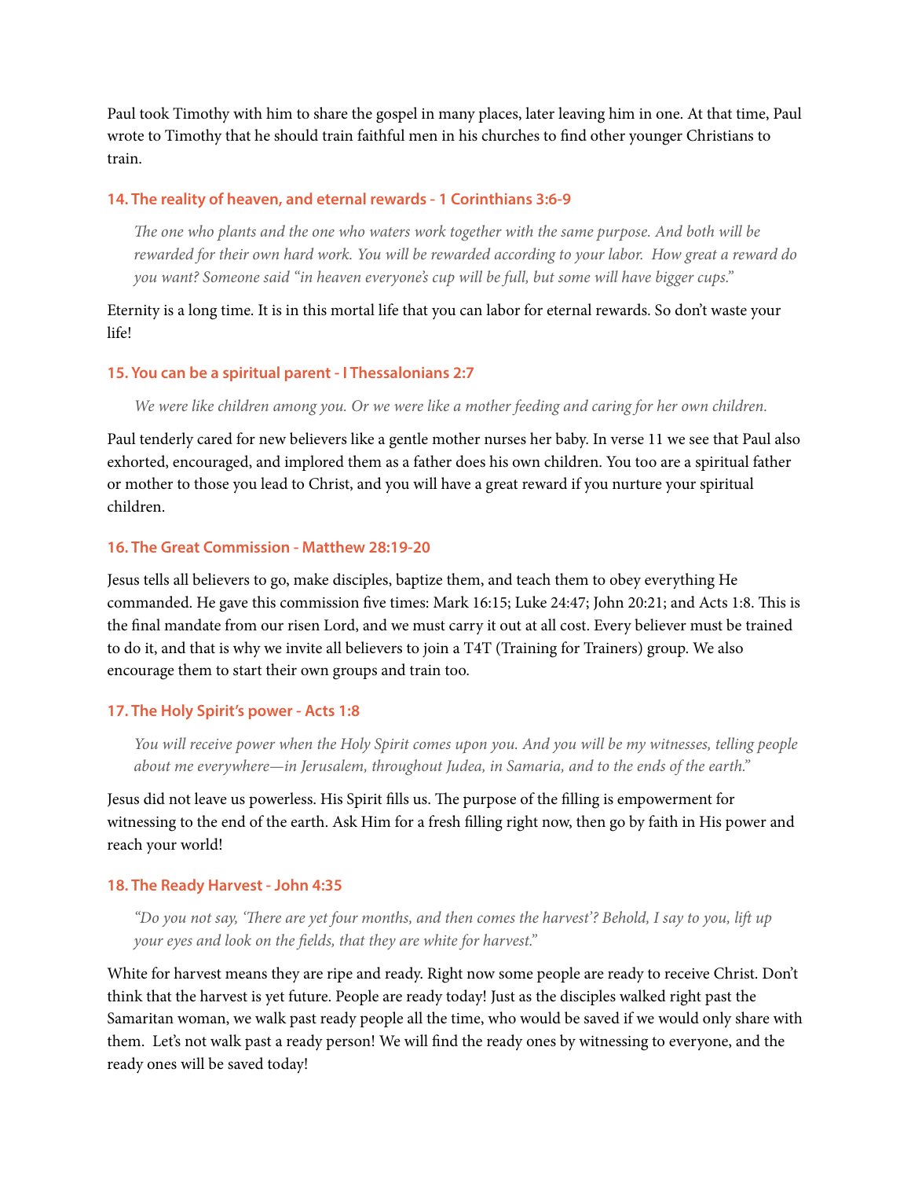Paul took Timothy with him to share the gospel in many places, later leaving him in one. At that time, Paul wrote to Timothy that he should train faithful men in his churches to find other younger Christians to train.

### 14. The reality of heaven, and eternal rewards - 1 Corinthians 3:6-9

> *The one who plants and the one who waters work together with the same purpose. And both will be rewarded for their own hard work. You will be rewarded according to your labor. How great a reward do you want? Someone said "in heaven everyone's cup will be full, but some will have bigger cups."*

Eternity is a long time. It is in this mortal life that you can labor for eternal rewards. So don't waste your life!

### 15. You can be a spiritual parent - I Thessalonians 2:7

> *We were like children among you. Or we were like a mother feeding and caring for her own children.*

Paul tenderly cared for new believers like a gentle mother nurses her baby. In verse 11 we see that Paul also exhorted, encouraged, and implored them as a father does his own children. You too are a spiritual father or mother to those you lead to Christ, and you will have a great reward if you nurture your spiritual children.

### 16. The Great Commission - Matthew 28:19-20

Jesus tells all believers to go, make disciples, baptize them, and teach them to obey everything He commanded. He gave this commission five times: Mark 16:15; Luke 24:47; John 20:21; and Acts 1:8. This is the final mandate from our risen Lord, and we must carry it out at all cost. Every believer must be trained to do it, and that is why we invite all believers to join a T4T (Training for Trainers) group. We also encourage them to start their own groups and train too.

### 17. The Holy Spirit's power - Acts 1:8

> *You will receive power when the Holy Spirit comes upon you. And you will be my witnesses, telling people about me everywhere—in Jerusalem, throughout Judea, in Samaria, and to the ends of the earth."*

Jesus did not leave us powerless. His Spirit fills us. The purpose of the filling is empowerment for witnessing to the end of the earth. Ask Him for a fresh filling right now, then go by faith in His power and reach your world!

### 18. The Ready Harvest - John 4:35

> *"Do you not say, 'There are yet four months, and then comes the harvest'? Behold, I say to you, lift up your eyes and look on the fields, that they are white for harvest."*

White for harvest means they are ripe and ready. Right now some people are ready to receive Christ. Don't think that the harvest is yet future. People are ready today! Just as the disciples walked right past the Samaritan woman, we walk past ready people all the time, who would be saved if we would only share with them. Let's not walk past a ready person! We will find the ready ones by witnessing to everyone, and the ready ones will be saved today!